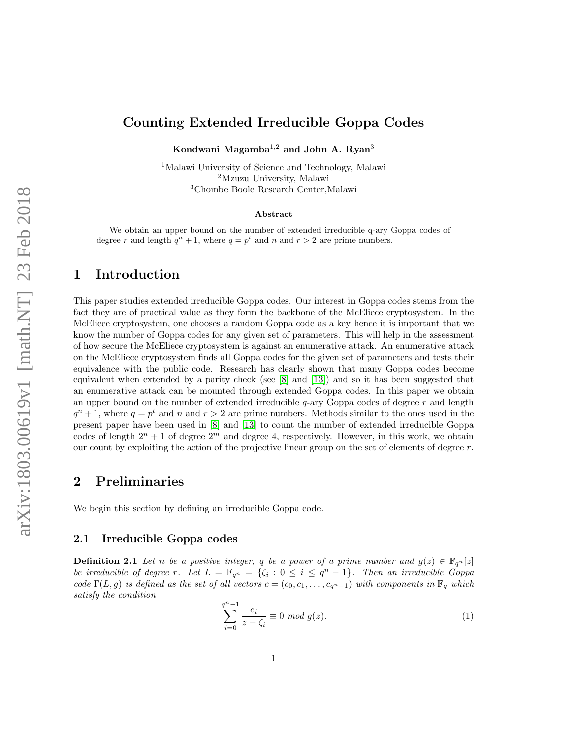# Counting Extended Irreducible Goppa Codes

**Kondwani Magamba[1,2] and John A. Ryan[3]**

[1]Malawi University of Science and Technology, Malawi
[2]Mzuzu University, Malawi
[3]Chombe Boole Research Center,Malawi

### Abstract

We obtain an upper bound on the number of extended irreducible q-ary Goppa codes of degree $r$ and length $q^n + 1$, where $q = p^t$ and $n$ and $r > 2$ are prime numbers.

## 1 Introduction

This paper studies extended irreducible Goppa codes. Our interest in Goppa codes stems from the fact they are of practical value as they form the backbone of the McEliece cryptosystem. In the McEliece cryptosystem, one chooses a random Goppa code as a key hence it is important that we know the number of Goppa codes for any given set of parameters. This will help in the assessment of how secure the McEliece cryptosystem is against an enumerative attack. An enumerative attack on the McEliece cryptosystem finds all Goppa codes for the given set of parameters and tests their equivalence with the public code. Research has clearly shown that many Goppa codes become equivalent when extended by a parity check (see [8] and [13]) and so it has been suggested that an enumerative attack can be mounted through extended Goppa codes. In this paper we obtain an upper bound on the number of extended irreducible $q$-ary Goppa codes of degree $r$ and length $q^n + 1$, where $q = p^t$ and $n$ and $r > 2$ are prime numbers. Methods similar to the ones used in the present paper have been used in [8] and [13] to count the number of extended irreducible Goppa codes of length $2^n + 1$ of degree $2^m$ and degree 4, respectively. However, in this work, we obtain our count by exploiting the action of the projective linear group on the set of elements of degree $r$.

## 2 Preliminaries

We begin this section by defining an irreducible Goppa code.

### 2.1 Irreducible Goppa codes

**Definition 2.1** *Let $n$ be a positive integer, $q$ be a power of a prime number and $g(z) \in \mathbb{F}_{q^n}[z]$ be irreducible of degree $r$. Let $L = \mathbb{F}_{q^n} = \{\zeta_i : 0 \leq i \leq q^n - 1\}$. Then an irreducible Goppa code $\Gamma(L, g)$ is defined as the set of all vectors $\underline{c} = (c_0, c_1, \ldots, c_{q^n-1})$ with components in $\mathbb{F}_q$ which satisfy the condition*

$$\sum_{i=0}^{q^n-1} \frac{c_i}{z - \zeta_i} \equiv 0 \ mod\ g(z). \tag{1}$$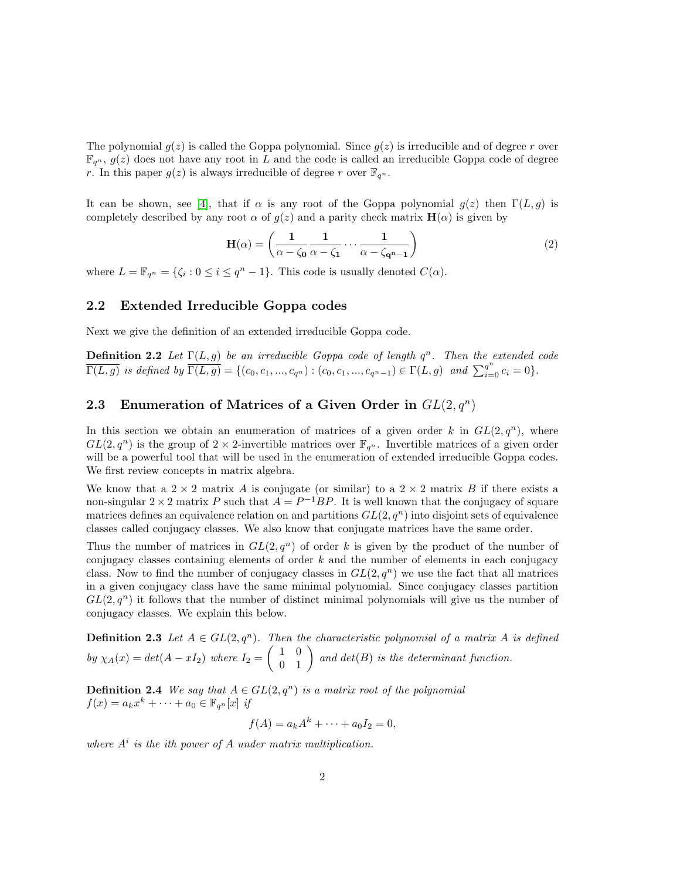The polynomial $g(z)$ is called the Goppa polynomial. Since $g(z)$ is irreducible and of degree $r$ over $\mathbb{F}_{q^n}$, $g(z)$ does not have any root in $L$ and the code is called an irreducible Goppa code of degree $r$. In this paper $g(z)$ is always irreducible of degree $r$ over $\mathbb{F}_{q^n}$.

It can be shown, see [4], that if $\alpha$ is any root of the Goppa polynomial $g(z)$ then $\Gamma(L, g)$ is completely described by any root $\alpha$ of $g(z)$ and a parity check matrix $\mathbf{H}(\alpha)$ is given by

$$\mathbf{H}(\alpha) = \left( \frac{\mathbf{1}}{\alpha - \zeta_\mathbf{0}} \frac{\mathbf{1}}{\alpha - \zeta_\mathbf{1}} \cdots \frac{\mathbf{1}}{\alpha - \zeta_{\mathbf{q^n-1}}} \right) \tag{2}$$

where $L = \mathbb{F}_{q^n} = \{\zeta_i : 0 \le i \le q^n - 1\}$. This code is usually denoted $C(\alpha)$.

## 2.2 Extended Irreducible Goppa codes

Next we give the definition of an extended irreducible Goppa code.

**Definition 2.2** *Let $\Gamma(L, g)$ be an irreducible Goppa code of length $q^n$. Then the extended code $\overline{\Gamma(L, g)}$ is defined by $\overline{\Gamma(L, g)} = \{(c_0, c_1, ..., c_{q^n}) : (c_0, c_1, ..., c_{q^n-1}) \in \Gamma(L, g)$ and $\sum_{i=0}^{q^n} c_i = 0\}$.*

## 2.3 Enumeration of Matrices of a Given Order in $GL(2, q^n)$

In this section we obtain an enumeration of matrices of a given order $k$ in $GL(2, q^n)$, where $GL(2, q^n)$ is the group of $2 \times 2$-invertible matrices over $\mathbb{F}_{q^n}$. Invertible matrices of a given order will be a powerful tool that will be used in the enumeration of extended irreducible Goppa codes. We first review concepts in matrix algebra.

We know that a $2 \times 2$ matrix $A$ is conjugate (or similar) to a $2 \times 2$ matrix $B$ if there exists a non-singular $2 \times 2$ matrix $P$ such that $A = P^{-1}BP$. It is well known that the conjugacy of square matrices defines an equivalence relation on and partitions $GL(2, q^n)$ into disjoint sets of equivalence classes called conjugacy classes. We also know that conjugate matrices have the same order.

Thus the number of matrices in $GL(2, q^n)$ of order $k$ is given by the product of the number of conjugacy classes containing elements of order $k$ and the number of elements in each conjugacy class. Now to find the number of conjugacy classes in $GL(2, q^n)$ we use the fact that all matrices in a given conjugacy class have the same minimal polynomial. Since conjugacy classes partition $GL(2, q^n)$ it follows that the number of distinct minimal polynomials will give us the number of conjugacy classes. We explain this below.

**Definition 2.3** *Let $A \in GL(2, q^n)$. Then the characteristic polynomial of a matrix $A$ is defined by $\chi_A(x) = det(A - xI_2)$ where $I_2 = \begin{pmatrix} 1 & 0 \\ 0 & 1 \end{pmatrix}$ and $det(B)$ is the determinant function.*

**Definition 2.4** *We say that $A \in GL(2, q^n)$ is a matrix root of the polynomial $f(x) = a_k x^k + \cdots + a_0 \in \mathbb{F}_{q^n}[x]$ if*

$$f(A) = a_k A^k + \cdots + a_0 I_2 = 0,$$

*where $A^i$ is the ith power of $A$ under matrix multiplication.*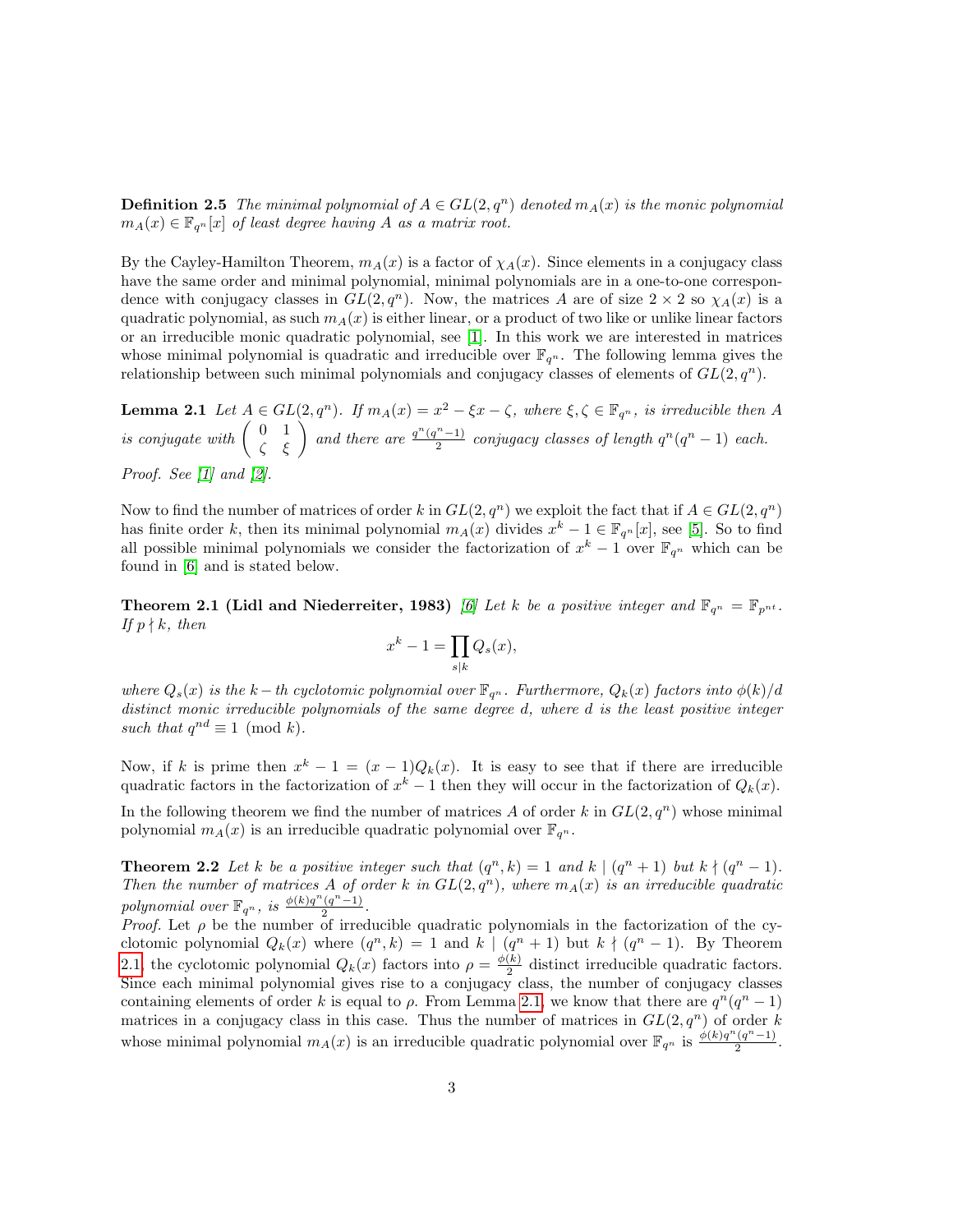**Definition 2.5** *The minimal polynomial of $A \in GL(2, q^n)$ denoted $m_A(x)$ is the monic polynomial $m_A(x) \in \mathbb{F}_{q^n}[x]$ of least degree having $A$ as a matrix root.*

By the Cayley-Hamilton Theorem, $m_A(x)$ is a factor of $\chi_A(x)$. Since elements in a conjugacy class have the same order and minimal polynomial, minimal polynomials are in a one-to-one correspondence with conjugacy classes in $GL(2, q^n)$. Now, the matrices $A$ are of size $2 \times 2$ so $\chi_A(x)$ is a quadratic polynomial, as such $m_A(x)$ is either linear, or a product of two like or unlike linear factors or an irreducible monic quadratic polynomial, see [1]. In this work we are interested in matrices whose minimal polynomial is quadratic and irreducible over $\mathbb{F}_{q^n}$. The following lemma gives the relationship between such minimal polynomials and conjugacy classes of elements of $GL(2, q^n)$.

**Lemma 2.1** *Let $A \in GL(2, q^n)$. If $m_A(x) = x^2 - \xi x - \zeta$, where $\xi, \zeta \in \mathbb{F}_{q^n}$, is irreducible then $A$ is conjugate with $\begin{pmatrix} 0 & 1 \\ \zeta & \xi \end{pmatrix}$ and there are $\frac{q^n(q^n-1)}{2}$ conjugacy classes of length $q^n(q^n-1)$ each.*

*Proof.* See [1] and [2].

Now to find the number of matrices of order $k$ in $GL(2, q^n)$ we exploit the fact that if $A \in GL(2, q^n)$ has finite order $k$, then its minimal polynomial $m_A(x)$ divides $x^k - 1 \in \mathbb{F}_{q^n}[x]$, see [5]. So to find all possible minimal polynomials we consider the factorization of $x^k - 1$ over $\mathbb{F}_{q^n}$ which can be found in [6] and is stated below.

**Theorem 2.1 (Lidl and Niederreiter, 1983)** [6] *Let $k$ be a positive integer and $\mathbb{F}_{q^n} = \mathbb{F}_{p^{nt}}$. If $p \nmid k$, then*

$$x^k - 1 = \prod_{s|k} Q_s(x),$$

*where $Q_s(x)$ is the $k-th$ cyclotomic polynomial over $\mathbb{F}_{q^n}$. Furthermore, $Q_k(x)$ factors into $\phi(k)/d$ distinct monic irreducible polynomials of the same degree $d$, where $d$ is the least positive integer such that $q^{nd} \equiv 1 \pmod{k}$.*

Now, if $k$ is prime then $x^k - 1 = (x-1)Q_k(x)$. It is easy to see that if there are irreducible quadratic factors in the factorization of $x^k - 1$ then they will occur in the factorization of $Q_k(x)$.

In the following theorem we find the number of matrices $A$ of order $k$ in $GL(2, q^n)$ whose minimal polynomial $m_A(x)$ is an irreducible quadratic polynomial over $\mathbb{F}_{q^n}$.

**Theorem 2.2** *Let $k$ be a positive integer such that $(q^n, k) = 1$ and $k \mid (q^n + 1)$ but $k \nmid (q^n - 1)$. Then the number of matrices $A$ of order $k$ in $GL(2, q^n)$, where $m_A(x)$ is an irreducible quadratic polynomial over $\mathbb{F}_{q^n}$, is $\frac{\phi(k)q^n(q^n-1)}{2}$.*

*Proof.* Let $\rho$ be the number of irreducible quadratic polynomials in the factorization of the cyclotomic polynomial $Q_k(x)$ where $(q^n, k) = 1$ and $k \mid (q^n + 1)$ but $k \nmid (q^n - 1)$. By Theorem 2.1, the cyclotomic polynomial $Q_k(x)$ factors into $\rho = \frac{\phi(k)}{2}$ distinct irreducible quadratic factors. Since each minimal polynomial gives rise to a conjugacy class, the number of conjugacy classes containing elements of order $k$ is equal to $\rho$. From Lemma 2.1, we know that there are $q^n(q^n-1)$ matrices in a conjugacy class in this case. Thus the number of matrices in $GL(2, q^n)$ of order $k$ whose minimal polynomial $m_A(x)$ is an irreducible quadratic polynomial over $\mathbb{F}_{q^n}$ is $\frac{\phi(k)q^n(q^n-1)}{2}$.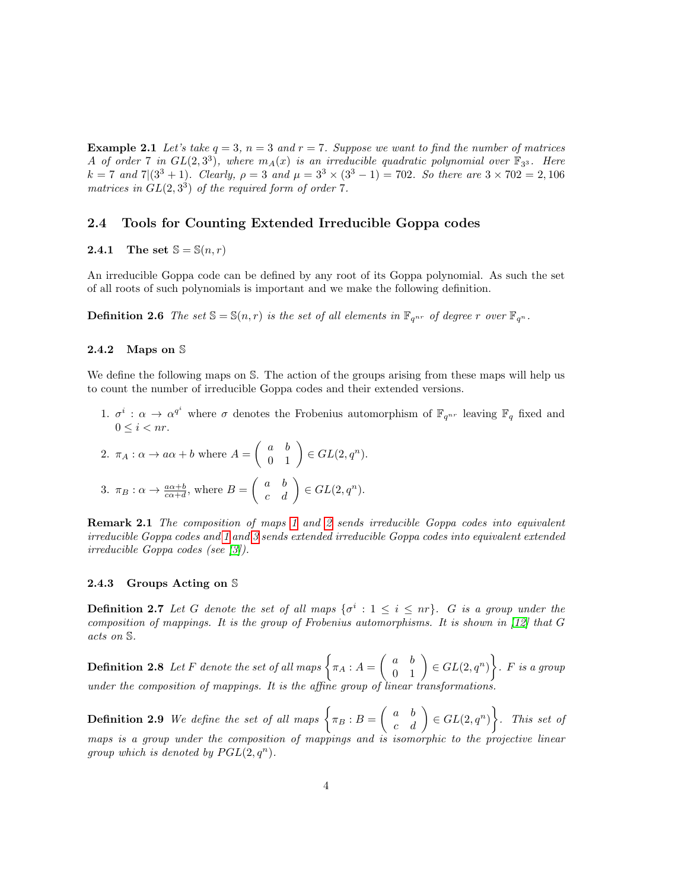**Example 2.1** *Let's take $q = 3$, $n = 3$ and $r = 7$. Suppose we want to find the number of matrices $A$ of order 7 in $GL(2, 3^3)$, where $m_A(x)$ is an irreducible quadratic polynomial over $\mathbb{F}_{3^3}$. Here $k = 7$ and $7|(3^3 + 1)$. Clearly, $\rho = 3$ and $\mu = 3^3 \times (3^3 - 1) = 702$. So there are $3 \times 702 = 2,106$ matrices in $GL(2, 3^3)$ of the required form of order 7.*

## 2.4 Tools for Counting Extended Irreducible Goppa codes

### 2.4.1 The set $\mathbb{S} = \mathbb{S}(n, r)$

An irreducible Goppa code can be defined by any root of its Goppa polynomial. As such the set of all roots of such polynomials is important and we make the following definition.

**Definition 2.6** *The set $\mathbb{S} = \mathbb{S}(n, r)$ is the set of all elements in $\mathbb{F}_{q^{nr}}$ of degree $r$ over $\mathbb{F}_{q^n}$.*

### 2.4.2 Maps on $\mathbb{S}$

We define the following maps on $\mathbb{S}$. The action of the groups arising from these maps will help us to count the number of irreducible Goppa codes and their extended versions.

1. $\sigma^i : \alpha \to \alpha^{q^i}$ where $\sigma$ denotes the Frobenius automorphism of $\mathbb{F}_{q^{nr}}$ leaving $\mathbb{F}_q$ fixed and $0 \leq i < nr$.
2. $\pi_A : \alpha \to a\alpha + b$ where $A = \begin{pmatrix} a & b \\ 0 & 1 \end{pmatrix} \in GL(2, q^n)$.
3. $\pi_B : \alpha \to \frac{a\alpha + b}{c\alpha + d}$, where $B = \begin{pmatrix} a & b \\ c & d \end{pmatrix} \in GL(2, q^n)$.

**Remark 2.1** *The composition of maps 1 and 2 sends irreducible Goppa codes into equivalent irreducible Goppa codes and 1 and 3 sends extended irreducible Goppa codes into equivalent extended irreducible Goppa codes (see [3]).*

### 2.4.3 Groups Acting on $\mathbb{S}$

**Definition 2.7** *Let $G$ denote the set of all maps $\{\sigma^i : 1 \leq i \leq nr\}$. $G$ is a group under the composition of mappings. It is the group of Frobenius automorphisms. It is shown in [12] that $G$ acts on $\mathbb{S}$.*

**Definition 2.8** *Let $F$ denote the set of all maps $\left\{\pi_A : A = \begin{pmatrix} a & b \\ 0 & 1 \end{pmatrix} \in GL(2, q^n)\right\}$. $F$ is a group under the composition of mappings. It is the affine group of linear transformations.*

**Definition 2.9** *We define the set of all maps $\left\{\pi_B : B = \begin{pmatrix} a & b \\ c & d \end{pmatrix} \in GL(2, q^n)\right\}$. This set of maps is a group under the composition of mappings and is isomorphic to the projective linear group which is denoted by $PGL(2, q^n)$.*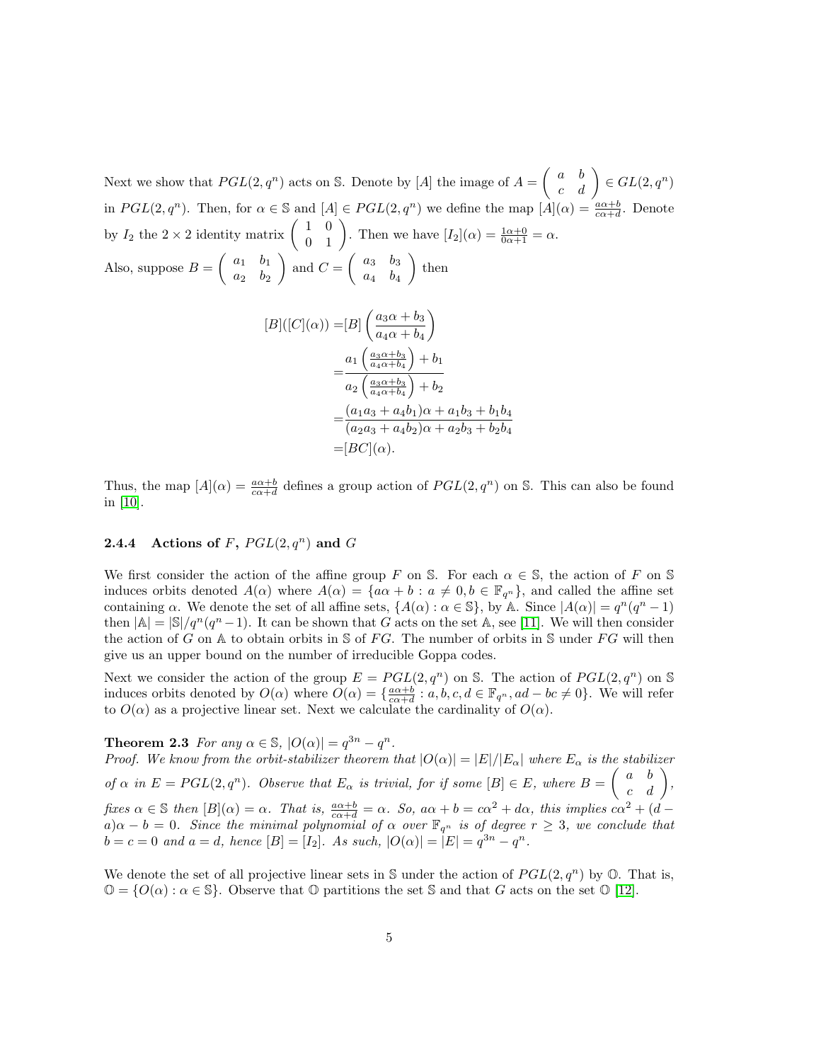Next we show that $PGL(2, q^n)$ acts on $\mathbb{S}$. Denote by $[A]$ the image of $A = \begin{pmatrix} a & b \\ c & d \end{pmatrix} \in GL(2, q^n)$ in $PGL(2, q^n)$. Then, for $\alpha \in \mathbb{S}$ and $[A] \in PGL(2, q^n)$ we define the map $[A](\alpha) = \frac{a\alpha+b}{c\alpha+d}$. Denote by $I_2$ the $2 \times 2$ identity matrix $\begin{pmatrix} 1 & 0 \\ 0 & 1 \end{pmatrix}$. Then we have $[I_2](\alpha) = \frac{1\alpha+0}{0\alpha+1} = \alpha$.

Also, suppose $B = \begin{pmatrix} a_1 & b_1 \\ a_2 & b_2 \end{pmatrix}$ and $C = \begin{pmatrix} a_3 & b_3 \\ a_4 & b_4 \end{pmatrix}$ then

$$
\begin{aligned}
[B]([C](\alpha)) =& [B]\left(\frac{a_3\alpha + b_3}{a_4\alpha + b_4}\right) \\
=& \frac{a_1\left(\frac{a_3\alpha+b_3}{a_4\alpha+b_4}\right) + b_1}{a_2\left(\frac{a_3\alpha+b_3}{a_4\alpha+b_4}\right) + b_2} \\
=& \frac{(a_1a_3 + a_4b_1)\alpha + a_1b_3 + b_1b_4}{(a_2a_3 + a_4b_2)\alpha + a_2b_3 + b_2b_4} \\
=& [BC](\alpha).
\end{aligned}
$$

Thus, the map $[A](\alpha) = \frac{a\alpha+b}{c\alpha+d}$ defines a group action of $PGL(2, q^n)$ on $\mathbb{S}$. This can also be found in [10].

### 2.4.4 Actions of $F$, $PGL(2, q^n)$ and $G$

We first consider the action of the affine group $F$ on $\mathbb{S}$. For each $\alpha \in \mathbb{S}$, the action of $F$ on $\mathbb{S}$ induces orbits denoted $A(\alpha)$ where $A(\alpha) = \{a\alpha + b : a \neq 0, b \in \mathbb{F}_{q^n}\}$, and called the affine set containing $\alpha$. We denote the set of all affine sets, $\{A(\alpha) : \alpha \in \mathbb{S}\}$, by $\mathbb{A}$. Since $|A(\alpha)| = q^n(q^n - 1)$ then $|\mathbb{A}| = |\mathbb{S}|/q^n(q^n-1)$. It can be shown that $G$ acts on the set $\mathbb{A}$, see [11]. We will then consider the action of $G$ on $\mathbb{A}$ to obtain orbits in $\mathbb{S}$ of $FG$. The number of orbits in $\mathbb{S}$ under $FG$ will then give us an upper bound on the number of irreducible Goppa codes.

Next we consider the action of the group $E = PGL(2, q^n)$ on $\mathbb{S}$. The action of $PGL(2, q^n)$ on $\mathbb{S}$ induces orbits denoted by $O(\alpha)$ where $O(\alpha) = \{\frac{a\alpha+b}{c\alpha+d} : a, b, c, d \in \mathbb{F}_{q^n}, ad - bc \neq 0\}$. We will refer to $O(\alpha)$ as a projective linear set. Next we calculate the cardinality of $O(\alpha)$.

**Theorem 2.3** *For any $\alpha \in \mathbb{S}$, $|O(\alpha)| = q^{3n} - q^n$.*

*Proof. We know from the orbit-stabilizer theorem that $|O(\alpha)| = |E|/|E_\alpha|$ where $E_\alpha$ is the stabilizer of $\alpha$ in $E = PGL(2, q^n)$. Observe that $E_\alpha$ is trivial, for if some $[B] \in E$, where $B = \begin{pmatrix} a & b \\ c & d \end{pmatrix}$, fixes $\alpha \in \mathbb{S}$ then $[B](\alpha) = \alpha$. That is, $\frac{a\alpha+b}{c\alpha+d} = \alpha$. So, $a\alpha + b = c\alpha^2 + d\alpha$, this implies $c\alpha^2 + (d - a)\alpha - b = 0$. Since the minimal polynomial of $\alpha$ over $\mathbb{F}_{q^n}$ is of degree $r \geq 3$, we conclude that $b = c = 0$ and $a = d$, hence $[B] = [I_2]$. As such, $|O(\alpha)| = |E| = q^{3n} - q^n$.*

We denote the set of all projective linear sets in $\mathbb{S}$ under the action of $PGL(2, q^n)$ by $\mathbb{O}$. That is, $\mathbb{O} = \{O(\alpha) : \alpha \in \mathbb{S}\}$. Observe that $\mathbb{O}$ partitions the set $\mathbb{S}$ and that $G$ acts on the set $\mathbb{O}$ [12].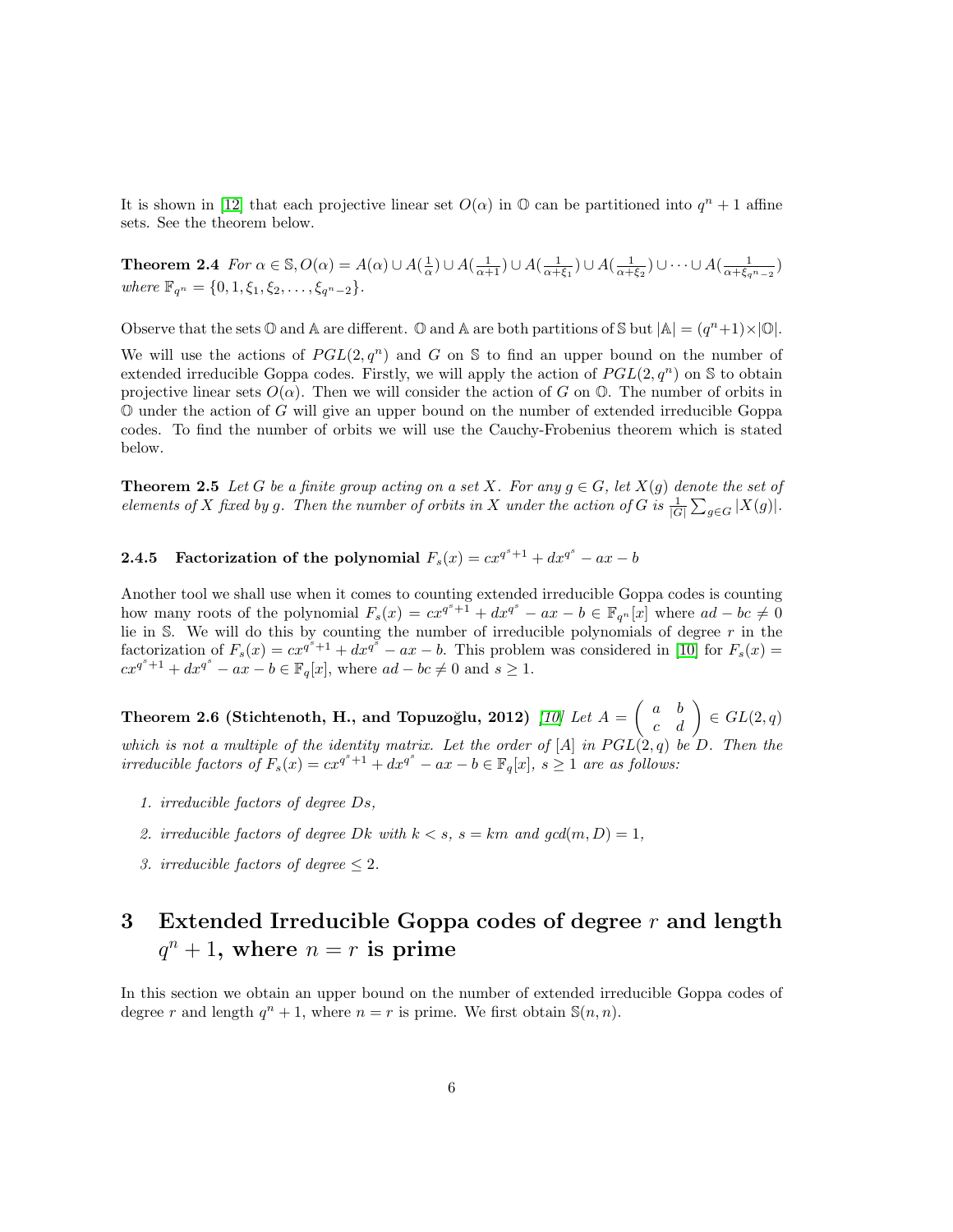It is shown in [12] that each projective linear set $O(\alpha)$ in $\mathbb{O}$ can be partitioned into $q^n + 1$ affine sets. See the theorem below.

**Theorem 2.4** *For $\alpha \in \mathbb{S}, O(\alpha) = A(\alpha) \cup A(\frac{1}{\alpha}) \cup A(\frac{1}{\alpha+1}) \cup A(\frac{1}{\alpha+\xi_1}) \cup A(\frac{1}{\alpha+\xi_2}) \cup \cdots \cup A(\frac{1}{\alpha+\xi_{q^n-2}})$ where $\mathbb{F}_{q^n} = \{0, 1, \xi_1, \xi_2, \ldots, \xi_{q^n-2}\}$.*

Observe that the sets $\mathbb{O}$ and $\mathbb{A}$ are different. $\mathbb{O}$ and $\mathbb{A}$ are both partitions of $\mathbb{S}$ but $|\mathbb{A}| = (q^n+1) \times |\mathbb{O}|$.

We will use the actions of $PGL(2, q^n)$ and $G$ on $\mathbb{S}$ to find an upper bound on the number of extended irreducible Goppa codes. Firstly, we will apply the action of $PGL(2, q^n)$ on $\mathbb{S}$ to obtain projective linear sets $O(\alpha)$. Then we will consider the action of $G$ on $\mathbb{O}$. The number of orbits in $\mathbb{O}$ under the action of $G$ will give an upper bound on the number of extended irreducible Goppa codes. To find the number of orbits we will use the Cauchy-Frobenius theorem which is stated below.

**Theorem 2.5** *Let $G$ be a finite group acting on a set $X$. For any $g \in G$, let $X(g)$ denote the set of elements of $X$ fixed by $g$. Then the number of orbits in $X$ under the action of $G$ is $\frac{1}{|G|}\sum_{g\in G}|X(g)|$.*

### 2.4.5 Factorization of the polynomial $F_s(x) = cx^{q^s+1} + dx^{q^s} - ax - b$

Another tool we shall use when it comes to counting extended irreducible Goppa codes is counting how many roots of the polynomial $F_s(x) = cx^{q^s+1} + dx^{q^s} - ax - b \in \mathbb{F}_{q^n}[x]$ where $ad - bc \neq 0$ lie in $\mathbb{S}$. We will do this by counting the number of irreducible polynomials of degree $r$ in the factorization of $F_s(x) = cx^{q^s+1} + dx^{q^s} - ax - b$. This problem was considered in [10] for $F_s(x) = cx^{q^s+1} + dx^{q^s} - ax - b \in \mathbb{F}_q[x]$, where $ad - bc \neq 0$ and $s \geq 1$.

**Theorem 2.6 (Stichtenoth, H., and Topuzoğlu, 2012)** [10] *Let $A = \begin{pmatrix} a & b \\ c & d \end{pmatrix} \in GL(2, q)$ which is not a multiple of the identity matrix. Let the order of $[A]$ in $PGL(2, q)$ be $D$. Then the irreducible factors of $F_s(x) = cx^{q^s+1} + dx^{q^s} - ax - b \in \mathbb{F}_q[x]$, $s \geq 1$ are as follows:*

1. *irreducible factors of degree $Ds$,*
2. *irreducible factors of degree $Dk$ with $k < s$, $s = km$ and $\gcd(m, D) = 1$,*
3. *irreducible factors of degree $\leq 2$.*

# 3 Extended Irreducible Goppa codes of degree $r$ and length $q^n + 1$, where $n = r$ is prime

In this section we obtain an upper bound on the number of extended irreducible Goppa codes of degree $r$ and length $q^n + 1$, where $n = r$ is prime. We first obtain $\mathbb{S}(n, n)$.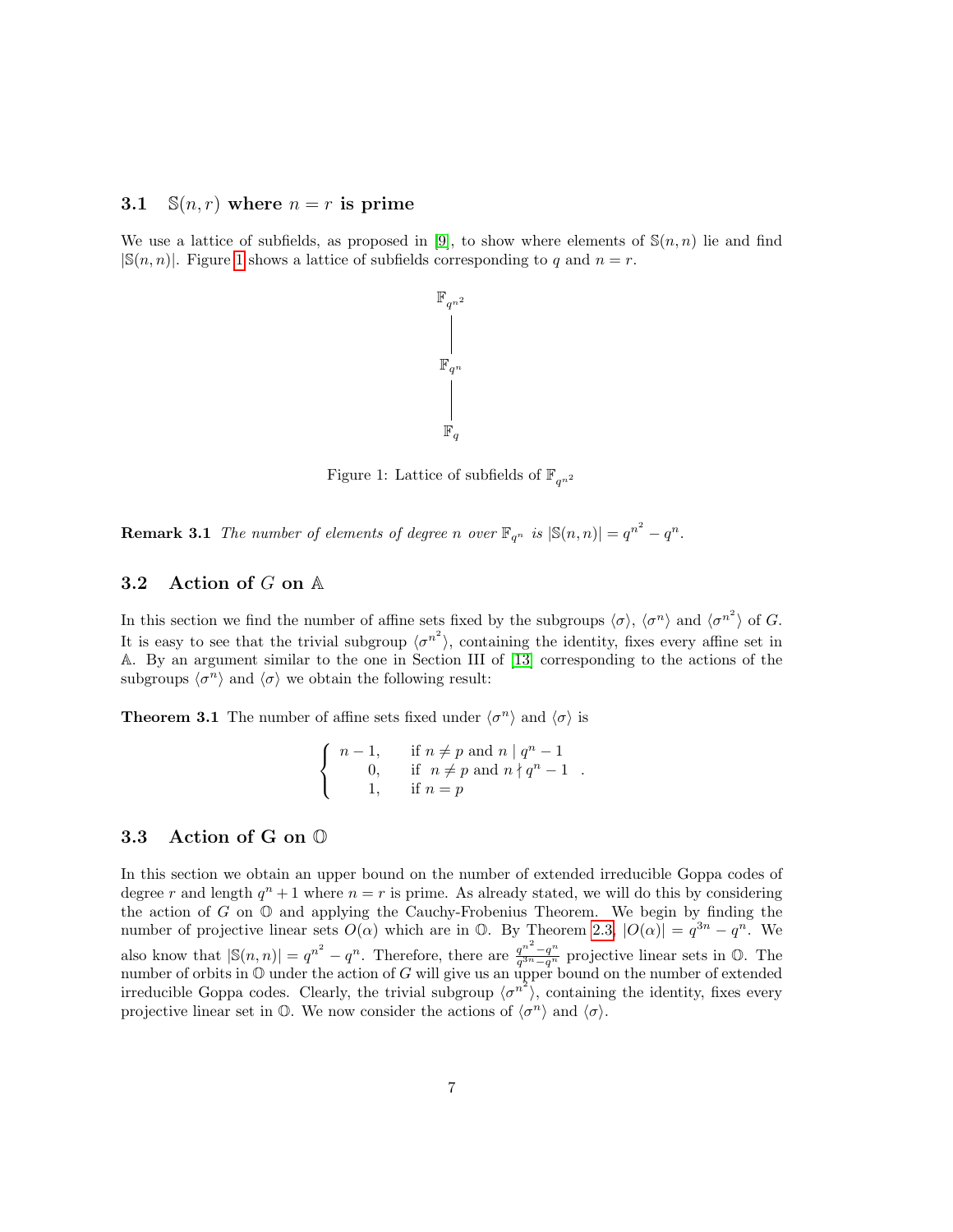### 3.1 $\mathbb{S}(n, r)$ where $n = r$ is prime

We use a lattice of subfields, as proposed in [9], to show where elements of $\mathbb{S}(n, n)$ lie and find $|\mathbb{S}(n, n)|$. Figure 1 shows a lattice of subfields corresponding to $q$ and $n = r$.

$$
\begin{array}{c}
\mathbb{F}_{q^{n^2}} \\
| \\
\mathbb{F}_{q^n} \\
| \\
\mathbb{F}_q
\end{array}
$$

Figure 1: Lattice of subfields of $\mathbb{F}_{q^{n^2}}$

**Remark 3.1** *The number of elements of degree $n$ over $\mathbb{F}_{q^n}$ is $|\mathbb{S}(n, n)| = q^{n^2} - q^n$.*

### 3.2 Action of $G$ on $\mathbb{A}$

In this section we find the number of affine sets fixed by the subgroups $\langle \sigma \rangle$, $\langle \sigma^n \rangle$ and $\langle \sigma^{n^2} \rangle$ of $G$. It is easy to see that the trivial subgroup $\langle \sigma^{n^2} \rangle$, containing the identity, fixes every affine set in $\mathbb{A}$. By an argument similar to the one in Section III of [13] corresponding to the actions of the subgroups $\langle \sigma^n \rangle$ and $\langle \sigma \rangle$ we obtain the following result:

**Theorem 3.1** The number of affine sets fixed under $\langle \sigma^n \rangle$ and $\langle \sigma \rangle$ is

$$
\begin{cases}
n - 1, & \text{if } n \neq p \text{ and } n \mid q^n - 1 \\
0, & \text{if } n \neq p \text{ and } n \nmid q^n - 1 \\
1, & \text{if } n = p
\end{cases}.
$$

### 3.3 Action of G on $\mathbb{O}$

In this section we obtain an upper bound on the number of extended irreducible Goppa codes of degree $r$ and length $q^n + 1$ where $n = r$ is prime. As already stated, we will do this by considering the action of $G$ on $\mathbb{O}$ and applying the Cauchy-Frobenius Theorem. We begin by finding the number of projective linear sets $O(\alpha)$ which are in $\mathbb{O}$. By Theorem 2.3, $|O(\alpha)| = q^{3n} - q^n$. We also know that $|\mathbb{S}(n, n)| = q^{n^2} - q^n$. Therefore, there are $\frac{q^{n^2} - q^n}{q^{3n} - q^n}$ projective linear sets in $\mathbb{O}$. The number of orbits in $\mathbb{O}$ under the action of $G$ will give us an upper bound on the number of extended irreducible Goppa codes. Clearly, the trivial subgroup $\langle \sigma^{n^2} \rangle$, containing the identity, fixes every projective linear set in $\mathbb{O}$. We now consider the actions of $\langle \sigma^n \rangle$ and $\langle \sigma \rangle$.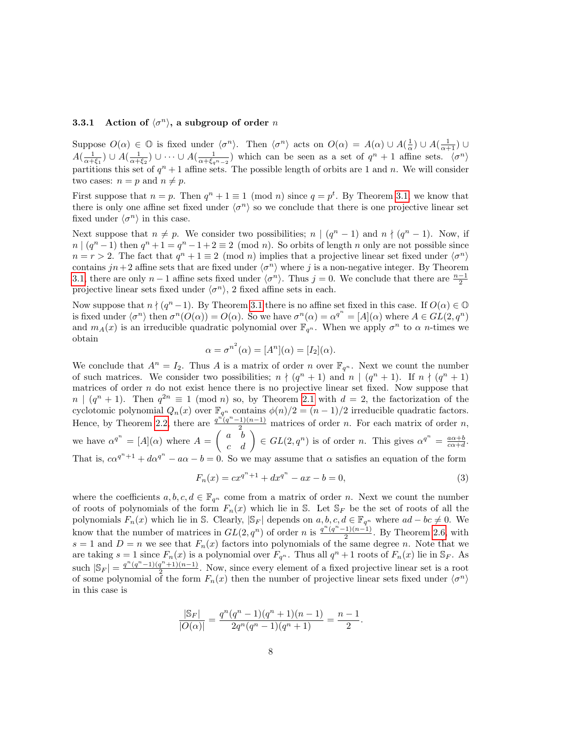### 3.3.1 Action of $\langle\sigma^n\rangle$, a subgroup of order $n$

Suppose $O(\alpha) \in \mathbb{O}$ is fixed under $\langle\sigma^n\rangle$. Then $\langle\sigma^n\rangle$ acts on $O(\alpha) = A(\alpha) \cup A(\frac{1}{\alpha}) \cup A(\frac{1}{\alpha+1}) \cup A(\frac{1}{\alpha+\xi_1}) \cup A(\frac{1}{\alpha+\xi_2}) \cup \cdots \cup A(\frac{1}{\alpha+\xi_{q^n-2}})$ which can be seen as a set of $q^n+1$ affine sets. $\langle\sigma^n\rangle$ partitions this set of $q^n+1$ affine sets. The possible length of orbits are 1 and $n$. We will consider two cases: $n = p$ and $n \neq p$.

First suppose that $n = p$. Then $q^n + 1 \equiv 1 \pmod{n}$ since $q = p^t$. By Theorem 3.1, we know that there is only one affine set fixed under $\langle\sigma^n\rangle$ so we conclude that there is one projective linear set fixed under $\langle\sigma^n\rangle$ in this case.

Next suppose that $n \neq p$. We consider two possibilities; $n \mid (q^n - 1)$ and $n \nmid (q^n - 1)$. Now, if $n \mid (q^n - 1)$ then $q^n + 1 = q^n - 1 + 2 \equiv 2 \pmod{n}$. So orbits of length $n$ only are not possible since $n = r > 2$. The fact that $q^n + 1 \equiv 2 \pmod{n}$ implies that a projective linear set fixed under $\langle\sigma^n\rangle$ contains $jn+2$ affine sets that are fixed under $\langle\sigma^n\rangle$ where $j$ is a non-negative integer. By Theorem 3.1, there are only $n-1$ affine sets fixed under $\langle\sigma^n\rangle$. Thus $j = 0$. We conclude that there are $\frac{n-1}{2}$ projective linear sets fixed under $\langle\sigma^n\rangle$, 2 fixed affine sets in each.

Now suppose that $n \nmid (q^n - 1)$. By Theorem 3.1 there is no affine set fixed in this case. If $O(\alpha) \in \mathbb{O}$ is fixed under $\langle\sigma^n\rangle$ then $\sigma^n(O(\alpha)) = O(\alpha)$. So we have $\sigma^n(\alpha) = \alpha^{q^n} = [A](\alpha)$ where $A \in GL(2, q^n)$ and $m_A(x)$ is an irreducible quadratic polynomial over $\mathbb{F}_{q^n}$. When we apply $\sigma^n$ to $\alpha$ $n$-times we obtain

$$\alpha = \sigma^{n^2}(\alpha) = [A^n](\alpha) = [I_2](\alpha).$$

We conclude that $A^n = I_2$. Thus $A$ is a matrix of order $n$ over $\mathbb{F}_{q^n}$. Next we count the number of such matrices. We consider two possibilities; $n \nmid (q^n + 1)$ and $n \mid (q^n + 1)$. If $n \nmid (q^n + 1)$ matrices of order $n$ do not exist hence there is no projective linear set fixed. Now suppose that $n \mid (q^n + 1)$. Then $q^{2n} \equiv 1 \pmod{n}$ so, by Theorem 2.1 with $d = 2$, the factorization of the cyclotomic polynomial $Q_n(x)$ over $\mathbb{F}_{q^n}$ contains $\phi(n)/2 = (n-1)/2$ irreducible quadratic factors. Hence, by Theorem 2.2, there are $\frac{q^n(q^n-1)(n-1)}{2}$ matrices of order $n$. For each matrix of order $n$, we have $\alpha^{q^n} = [A](\alpha)$ where $A = \begin{pmatrix} a & b \\ c & d \end{pmatrix} \in GL(2, q^n)$ is of order $n$. This gives $\alpha^{q^n} = \frac{a\alpha+b}{c\alpha+d}$. That is, $c\alpha^{q^n+1} + d\alpha^{q^n} - a\alpha - b = 0$. So we may assume that $\alpha$ satisfies an equation of the form

$$F_n(x) = cx^{q^n+1} + dx^{q^n} - ax - b = 0, \tag{3}$$

where the coefficients $a, b, c, d \in \mathbb{F}_{q^n}$ come from a matrix of order $n$. Next we count the number of roots of polynomials of the form $F_n(x)$ which lie in $\mathbb{S}$. Let $\mathbb{S}_F$ be the set of roots of all the polynomials $F_n(x)$ which lie in $\mathbb{S}$. Clearly, $|\mathbb{S}_F|$ depends on $a, b, c, d \in \mathbb{F}_{q^n}$ where $ad - bc \neq 0$. We know that the number of matrices in $GL(2, q^n)$ of order $n$ is $\frac{q^n(q^n-1)(n-1)}{2}$. By Theorem 2.6 with $s = 1$ and $D = n$ we see that $F_n(x)$ factors into polynomials of the same degree $n$. Note that we are taking $s = 1$ since $F_n(x)$ is a polynomial over $F_{q^n}$. Thus all $q^n + 1$ roots of $F_n(x)$ lie in $\mathbb{S}_F$. As such $|\mathbb{S}_F| = \frac{q^n(q^n-1)(q^n+1)(n-1)}{2}$. Now, since every element of a fixed projective linear set is a root of some polynomial of the form $F_n(x)$ then the number of projective linear sets fixed under $\langle\sigma^n\rangle$ in this case is

$$\frac{|\mathbb{S}_F|}{|O(\alpha)|} = \frac{q^n(q^n-1)(q^n+1)(n-1)}{2q^n(q^n-1)(q^n+1)} = \frac{n-1}{2}.$$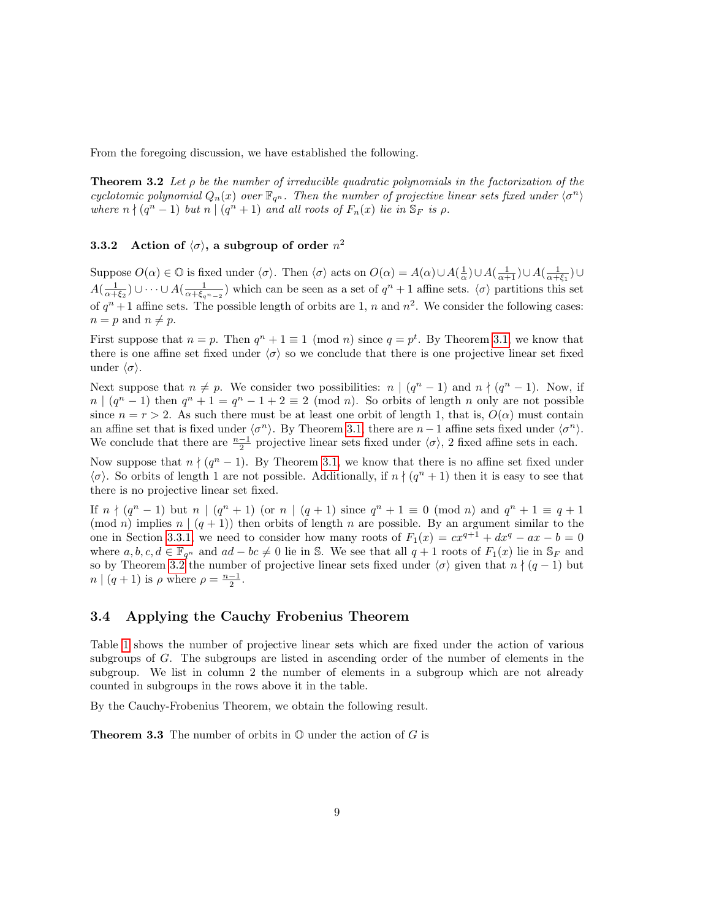From the foregoing discussion, we have established the following.

**Theorem 3.2** *Let $\rho$ be the number of irreducible quadratic polynomials in the factorization of the cyclotomic polynomial $Q_n(x)$ over $\mathbb{F}_{q^n}$. Then the number of projective linear sets fixed under $\langle \sigma^n \rangle$ where $n \nmid (q^n - 1)$ but $n \mid (q^n + 1)$ and all roots of $F_n(x)$ lie in $\mathbb{S}_F$ is $\rho$.*

### 3.3.2 Action of $\langle \sigma \rangle$, a subgroup of order $n^2$

Suppose $O(\alpha) \in \mathbb{O}$ is fixed under $\langle \sigma \rangle$. Then $\langle \sigma \rangle$ acts on $O(\alpha) = A(\alpha) \cup A(\frac{1}{\alpha}) \cup A(\frac{1}{\alpha+1}) \cup A(\frac{1}{\alpha+\xi_1}) \cup A(\frac{1}{\alpha+\xi_2}) \cup \cdots \cup A(\frac{1}{\alpha+\xi_{q^n-2}})$ which can be seen as a set of $q^n+1$ affine sets. $\langle \sigma \rangle$ partitions this set of $q^n+1$ affine sets. The possible length of orbits are 1, $n$ and $n^2$. We consider the following cases: $n = p$ and $n \neq p$.

First suppose that $n = p$. Then $q^n + 1 \equiv 1 \pmod{n}$ since $q = p^t$. By Theorem 3.1, we know that there is one affine set fixed under $\langle \sigma \rangle$ so we conclude that there is one projective linear set fixed under $\langle \sigma \rangle$.

Next suppose that $n \neq p$. We consider two possibilities: $n \mid (q^n - 1)$ and $n \nmid (q^n - 1)$. Now, if $n \mid (q^n - 1)$ then $q^n + 1 = q^n - 1 + 2 \equiv 2 \pmod{n}$. So orbits of length $n$ only are not possible since $n = r > 2$. As such there must be at least one orbit of length 1, that is, $O(\alpha)$ must contain an affine set that is fixed under $\langle \sigma^n \rangle$. By Theorem 3.1, there are $n-1$ affine sets fixed under $\langle \sigma^n \rangle$. We conclude that there are $\frac{n-1}{2}$ projective linear sets fixed under $\langle \sigma \rangle$, 2 fixed affine sets in each.

Now suppose that $n \nmid (q^n - 1)$. By Theorem 3.1, we know that there is no affine set fixed under $\langle \sigma \rangle$. So orbits of length 1 are not possible. Additionally, if $n \nmid (q^n + 1)$ then it is easy to see that there is no projective linear set fixed.

If $n \nmid (q^n - 1)$ but $n \mid (q^n + 1)$ (or $n \mid (q + 1)$ since $q^n + 1 \equiv 0 \pmod{n}$ and $q^n + 1 \equiv q + 1 \pmod{n}$ implies $n \mid (q + 1)$) then orbits of length $n$ are possible. By an argument similar to the one in Section 3.3.1, we need to consider how many roots of $F_1(x) = cx^{q+1} + dx^q - ax - b = 0$ where $a, b, c, d \in \mathbb{F}_{q^n}$ and $ad - bc \neq 0$ lie in $\mathbb{S}$. We see that all $q+1$ roots of $F_1(x)$ lie in $\mathbb{S}_F$ and so by Theorem 3.2 the number of projective linear sets fixed under $\langle \sigma \rangle$ given that $n \nmid (q - 1)$ but $n \mid (q + 1)$ is $\rho$ where $\rho = \frac{n-1}{2}$.

## 3.4 Applying the Cauchy Frobenius Theorem

Table 1 shows the number of projective linear sets which are fixed under the action of various subgroups of $G$. The subgroups are listed in ascending order of the number of elements in the subgroup. We list in column 2 the number of elements in a subgroup which are not already counted in subgroups in the rows above it in the table.

By the Cauchy-Frobenius Theorem, we obtain the following result.

**Theorem 3.3** The number of orbits in $\mathbb{O}$ under the action of $G$ is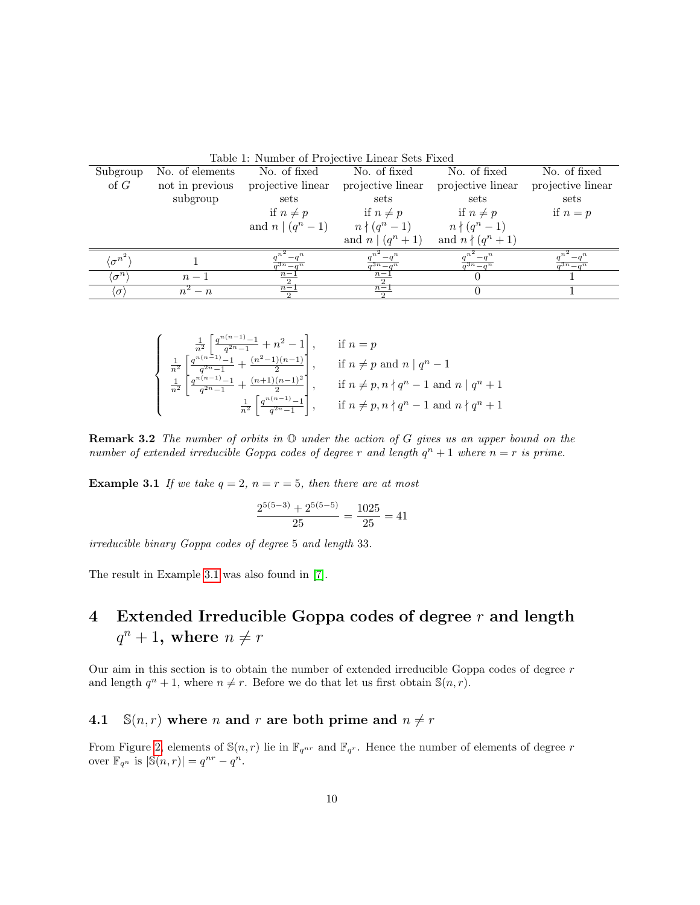Table 1: Number of Projective Linear Sets Fixed

| Subgroup of $G$ | No. of elements not in previous subgroup | No. of fixed projective linear sets if $n \neq p$ and $n \mid (q^n-1)$ | No. of fixed projective linear sets if $n \neq p$ $n \nmid (q^n-1)$ and $n \mid (q^n+1)$ | No. of fixed projective linear sets if $n \neq p$ $n \nmid (q^n-1)$ and $n \nmid (q^n+1)$ | No. of fixed projective linear sets if $n = p$ |
|---|---|---|---|---|---|
| $\langle \sigma^{n^2} \rangle$ | $1$ | $\frac{q^{n^2}-q^n}{q^{3n}-q^n}$ | $\frac{q^{n^2}-q^n}{q^{3n}-q^n}$ | $\frac{q^{n^2}-q^n}{q^{3n}-q^n}$ | $\frac{q^{n^2}-q^n}{q^{3n}-q^n}$ |
| $\langle \sigma^n \rangle$ | $n-1$ | $\frac{n-1}{2}$ | $\frac{n-1}{2}$ | $0$ | $1$ |
| $\langle \sigma \rangle$ | $n^2-n$ | $\frac{n-1}{2}$ | $\frac{n-1}{2}$ | $0$ | $1$ |

$$
\begin{cases}
\frac{1}{n^2}\left[\frac{q^{n(n-1)}-1}{q^{2n}-1} + n^2 - 1\right], & \text{if } n = p \\
\frac{1}{n^2}\left[\frac{q^{n(n-1)}-1}{q^{2n}-1} + \frac{(n^2-1)(n-1)}{2}\right], & \text{if } n \neq p \text{ and } n \mid q^n - 1 \\
\frac{1}{n^2}\left[\frac{q^{n(n-1)}-1}{q^{2n}-1} + \frac{(n+1)(n-1)^2}{2}\right], & \text{if } n \neq p, n \nmid q^n - 1 \text{ and } n \mid q^n + 1 \\
\frac{1}{n^2}\left[\frac{q^{n(n-1)}-1}{q^{2n}-1}\right], & \text{if } n \neq p, n \nmid q^n - 1 \text{ and } n \nmid q^n + 1
\end{cases}
$$

**Remark 3.2** *The number of orbits in $\mathbb{O}$ under the action of $G$ gives us an upper bound on the number of extended irreducible Goppa codes of degree $r$ and length $q^n + 1$ where $n = r$ is prime.*

**Example 3.1** *If we take $q = 2$, $n = r = 5$, then there are at most*

$$\frac{2^{5(5-3)} + 2^{5(5-5)}}{25} = \frac{1025}{25} = 41$$

*irreducible binary Goppa codes of degree 5 and length 33.*

The result in Example 3.1 was also found in [7].

## 4 Extended Irreducible Goppa codes of degree $r$ and length $q^n + 1$, where $n \neq r$

Our aim in this section is to obtain the number of extended irreducible Goppa codes of degree $r$ and length $q^n + 1$, where $n \neq r$. Before we do that let us first obtain $\mathbb{S}(n, r)$.

### 4.1 $\mathbb{S}(n, r)$ where $n$ and $r$ are both prime and $n \neq r$

From Figure 2, elements of $\mathbb{S}(n, r)$ lie in $\mathbb{F}_{q^{nr}}$ and $\mathbb{F}_{q^r}$. Hence the number of elements of degree $r$ over $\mathbb{F}_{q^n}$ is $|\mathbb{S}(n, r)| = q^{nr} - q^n$.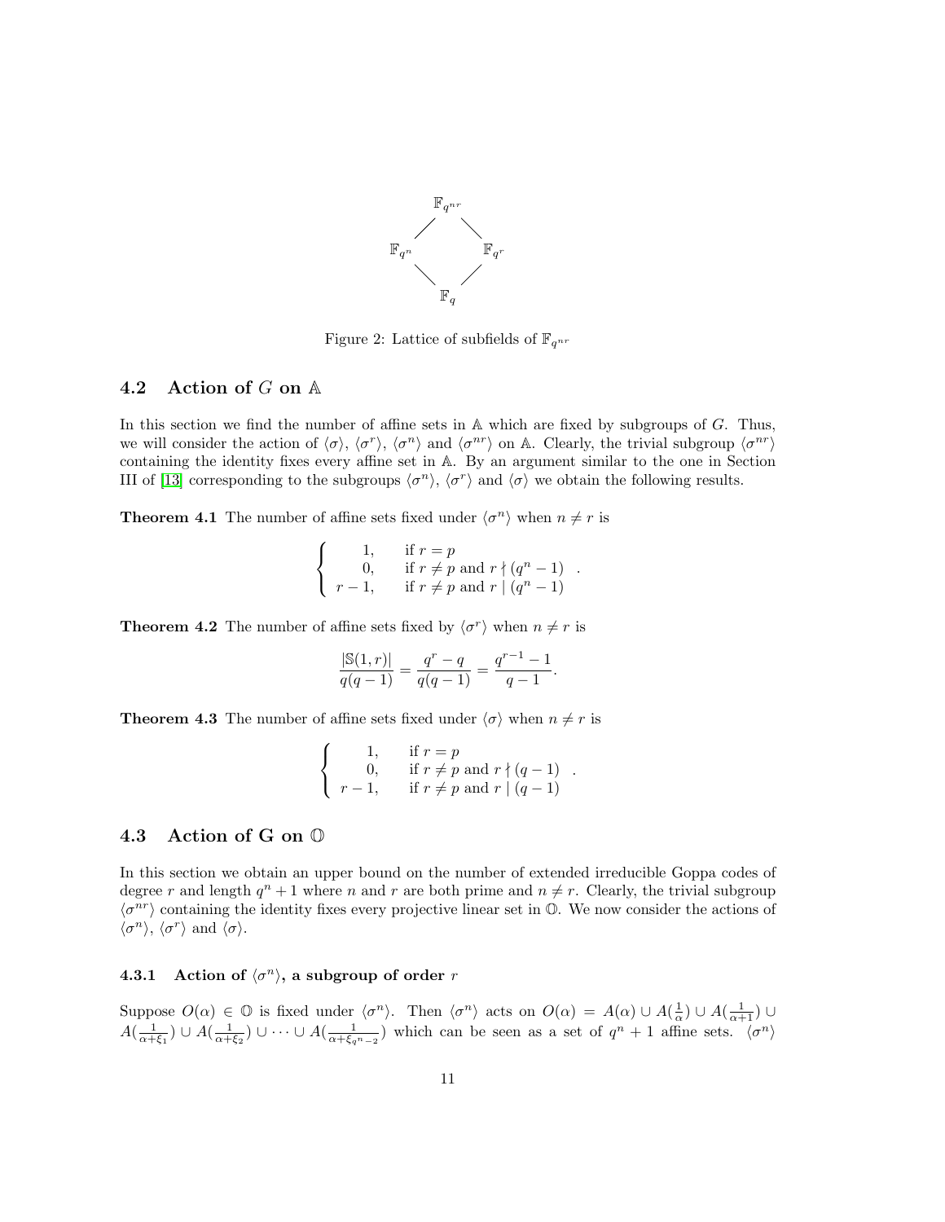$$
\begin{array}{ccc}
 & \mathbb{F}_{q^{nr}} & \\
 \diagup & & \diagdown \\
\mathbb{F}_{q^n} & & \mathbb{F}_{q^r} \\
 \diagdown & & \diagup \\
 & \mathbb{F}_q &
\end{array}
$$

Figure 2: Lattice of subfields of $\mathbb{F}_{q^{nr}}$

## 4.2 Action of $G$ on $\mathbb{A}$

In this section we find the number of affine sets in $\mathbb{A}$ which are fixed by subgroups of $G$. Thus, we will consider the action of $\langle\sigma\rangle$, $\langle\sigma^r\rangle$, $\langle\sigma^n\rangle$ and $\langle\sigma^{nr}\rangle$ on $\mathbb{A}$. Clearly, the trivial subgroup $\langle\sigma^{nr}\rangle$ containing the identity fixes every affine set in $\mathbb{A}$. By an argument similar to the one in Section III of [13] corresponding to the subgroups $\langle\sigma^n\rangle$, $\langle\sigma^r\rangle$ and $\langle\sigma\rangle$ we obtain the following results.

**Theorem 4.1** The number of affine sets fixed under $\langle\sigma^n\rangle$ when $n \neq r$ is

$$
\left\{\begin{array}{cl}
1, & \text{if } r = p \\
0, & \text{if } r \neq p \text{ and } r \nmid (q^n - 1) \\
r-1, & \text{if } r \neq p \text{ and } r \mid (q^n - 1)
\end{array}\right. .
$$

**Theorem 4.2** The number of affine sets fixed by $\langle\sigma^r\rangle$ when $n \neq r$ is

$$
\frac{|\mathbb{S}(1,r)|}{q(q-1)} = \frac{q^r - q}{q(q-1)} = \frac{q^{r-1}-1}{q-1}.
$$

**Theorem 4.3** The number of affine sets fixed under $\langle\sigma\rangle$ when $n \neq r$ is

$$
\left\{\begin{array}{cl}
1, & \text{if } r = p \\
0, & \text{if } r \neq p \text{ and } r \nmid (q - 1) \\
r-1, & \text{if } r \neq p \text{ and } r \mid (q - 1)
\end{array}\right. .
$$

## 4.3 Action of G on $\mathbb{O}$

In this section we obtain an upper bound on the number of extended irreducible Goppa codes of degree $r$ and length $q^n + 1$ where $n$ and $r$ are both prime and $n \neq r$. Clearly, the trivial subgroup $\langle\sigma^{nr}\rangle$ containing the identity fixes every projective linear set in $\mathbb{O}$. We now consider the actions of $\langle\sigma^n\rangle$, $\langle\sigma^r\rangle$ and $\langle\sigma\rangle$.

### 4.3.1 Action of $\langle\sigma^n\rangle$, a subgroup of order $r$

Suppose $O(\alpha) \in \mathbb{O}$ is fixed under $\langle\sigma^n\rangle$. Then $\langle\sigma^n\rangle$ acts on $O(\alpha) = A(\alpha) \cup A(\frac{1}{\alpha}) \cup A(\frac{1}{\alpha+1}) \cup A(\frac{1}{\alpha+\xi_1}) \cup A(\frac{1}{\alpha+\xi_2}) \cup \cdots \cup A(\frac{1}{\alpha+\xi_{q^n-2}})$ which can be seen as a set of $q^n + 1$ affine sets. $\langle\sigma^n\rangle$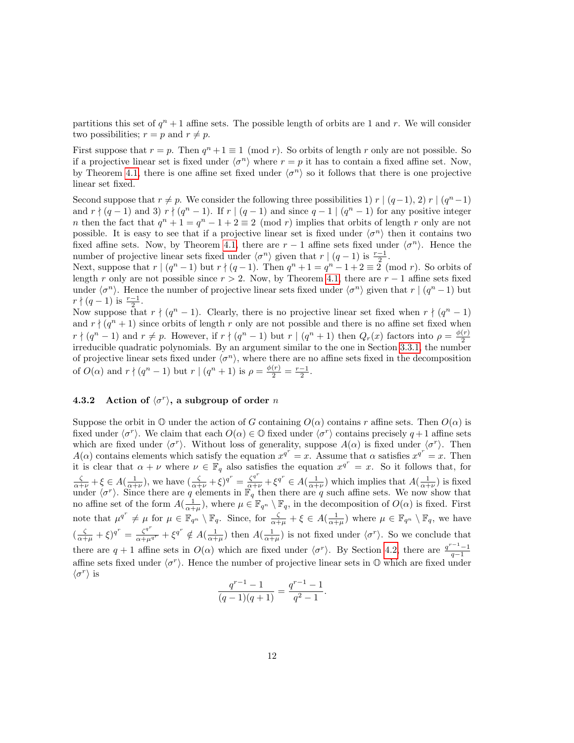partitions this set of $q^n + 1$ affine sets. The possible length of orbits are 1 and $r$. We will consider two possibilities; $r = p$ and $r \neq p$.

First suppose that $r = p$. Then $q^n + 1 \equiv 1 \pmod{r}$. So orbits of length $r$ only are not possible. So if a projective linear set is fixed under $\langle \sigma^n \rangle$ where $r = p$ it has to contain a fixed affine set. Now, by Theorem 4.1, there is one affine set fixed under $\langle \sigma^n \rangle$ so it follows that there is one projective linear set fixed.

Second suppose that $r \neq p$. We consider the following three possibilities 1) $r \mid (q-1)$, 2) $r \mid (q^n - 1)$ and $r \nmid (q-1)$ and 3) $r \nmid (q^n - 1)$. If $r \mid (q-1)$ and since $q - 1 \mid (q^n - 1)$ for any positive integer $n$ then the fact that $q^n + 1 = q^n - 1 + 2 \equiv 2 \pmod{r}$ implies that orbits of length $r$ only are not possible. It is easy to see that if a projective linear set is fixed under $\langle \sigma^n \rangle$ then it contains two fixed affine sets. Now, by Theorem 4.1, there are $r - 1$ affine sets fixed under $\langle \sigma^n \rangle$. Hence the number of projective linear sets fixed under $\langle \sigma^n \rangle$ given that $r \mid (q-1)$ is $\frac{r-1}{2}$.

Next, suppose that $r \mid (q^n - 1)$ but $r \nmid (q-1)$. Then $q^n + 1 = q^n - 1 + 2 \equiv 2 \pmod{r}$. So orbits of length $r$ only are not possible since $r > 2$. Now, by Theorem 4.1, there are $r - 1$ affine sets fixed under $\langle \sigma^n \rangle$. Hence the number of projective linear sets fixed under $\langle \sigma^n \rangle$ given that $r \mid (q^n - 1)$ but $r \nmid (q-1)$ is $\frac{r-1}{2}$.

Now suppose that $r \nmid (q^n - 1)$. Clearly, there is no projective linear set fixed when $r \nmid (q^n - 1)$ and $r \nmid (q^n + 1)$ since orbits of length $r$ only are not possible and there is no affine set fixed when $r \nmid (q^n - 1)$ and $r \neq p$. However, if $r \nmid (q^n - 1)$ but $r \mid (q^n + 1)$ then $Q_r(x)$ factors into $\rho = \frac{\phi(r)}{2}$ irreducible quadratic polynomials. By an argument similar to the one in Section 3.3.1, the number of projective linear sets fixed under $\langle \sigma^n \rangle$, where there are no affine sets fixed in the decomposition of $O(\alpha)$ and $r \nmid (q^n - 1)$ but $r \mid (q^n + 1)$ is $\rho = \frac{\phi(r)}{2} = \frac{r-1}{2}$.

### 4.3.2 Action of $\langle \sigma^r \rangle$, a subgroup of order $n$

Suppose the orbit in $\mathbb{O}$ under the action of $G$ containing $O(\alpha)$ contains $r$ affine sets. Then $O(\alpha)$ is fixed under $\langle \sigma^r \rangle$. We claim that each $O(\alpha) \in \mathbb{O}$ fixed under $\langle \sigma^r \rangle$ contains precisely $q+1$ affine sets which are fixed under $\langle \sigma^r \rangle$. Without loss of generality, suppose $A(\alpha)$ is fixed under $\langle \sigma^r \rangle$. Then $A(\alpha)$ contains elements which satisfy the equation $x^{q^r} = x$. Assume that $\alpha$ satisfies $x^{q^r} = x$. Then it is clear that $\alpha + \nu$ where $\nu \in \mathbb{F}_q$ also satisfies the equation $x^{q^r} = x$. So it follows that, for $\frac{\zeta}{\alpha+\nu} + \xi \in A(\frac{1}{\alpha+\nu})$, we have $(\frac{\zeta}{\alpha+\nu} + \xi)^{q^r} = \frac{\zeta^{q^r}}{\alpha+\nu} + \xi^{q^r} \in A(\frac{1}{\alpha+\nu})$ which implies that $A(\frac{1}{\alpha+\nu})$ is fixed under $\langle \sigma^r \rangle$. Since there are $q$ elements in $\mathbb{F}_q$ then there are $q$ such affine sets. We now show that no affine set of the form $A(\frac{1}{\alpha+\mu})$, where $\mu \in \mathbb{F}_{q^n} \setminus \mathbb{F}_q$, in the decomposition of $O(\alpha)$ is fixed. First note that $\mu^{q^r} \neq \mu$ for $\mu \in \mathbb{F}_{q^n} \setminus \mathbb{F}_q$. Since, for $\frac{\zeta}{\alpha+\mu} + \xi \in A(\frac{1}{\alpha+\mu})$ where $\mu \in \mathbb{F}_{q^n} \setminus \mathbb{F}_q$, we have $(\frac{\zeta}{\alpha+\mu} + \xi)^{q^r} = \frac{\zeta^{q^r}}{\alpha+\mu^{q^r}} + \xi^{q^r} \notin A(\frac{1}{\alpha+\mu})$ then $A(\frac{1}{\alpha+\mu})$ is not fixed under $\langle \sigma^r \rangle$. So we conclude that there are $q + 1$ affine sets in $O(\alpha)$ which are fixed under $\langle \sigma^r \rangle$. By Section 4.2, there are $\frac{q^{r-1}-1}{q-1}$ affine sets fixed under $\langle \sigma^r \rangle$. Hence the number of projective linear sets in $\mathbb{O}$ which are fixed under $\langle \sigma^r \rangle$ is

$$\frac{q^{r-1} - 1}{(q-1)(q+1)} = \frac{q^{r-1} - 1}{q^2 - 1}.$$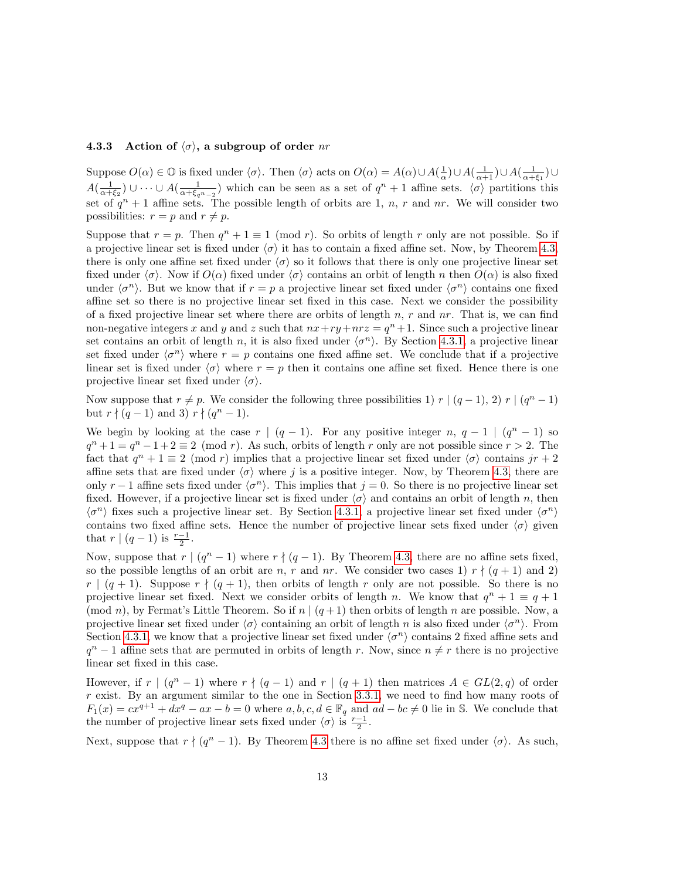### 4.3.3 Action of $\langle\sigma\rangle$, a subgroup of order $nr$

Suppose $O(\alpha) \in \mathbb{O}$ is fixed under $\langle\sigma\rangle$. Then $\langle\sigma\rangle$ acts on $O(\alpha) = A(\alpha) \cup A(\frac{1}{\alpha}) \cup A(\frac{1}{\alpha+1}) \cup A(\frac{1}{\alpha+\xi_1}) \cup A(\frac{1}{\alpha+\xi_2}) \cup \cdots \cup A(\frac{1}{\alpha+\xi_{q^n-2}})$ which can be seen as a set of $q^n+1$ affine sets. $\langle\sigma\rangle$ partitions this set of $q^n+1$ affine sets. The possible length of orbits are 1, $n$, $r$ and $nr$. We will consider two possibilities: $r = p$ and $r \neq p$.

Suppose that $r = p$. Then $q^n + 1 \equiv 1 \pmod r$. So orbits of length $r$ only are not possible. So if a projective linear set is fixed under $\langle\sigma\rangle$ it has to contain a fixed affine set. Now, by Theorem 4.3, there is only one affine set fixed under $\langle\sigma\rangle$ so it follows that there is only one projective linear set fixed under $\langle\sigma\rangle$. Now if $O(\alpha)$ fixed under $\langle\sigma\rangle$ contains an orbit of length $n$ then $O(\alpha)$ is also fixed under $\langle\sigma^n\rangle$. But we know that if $r = p$ a projective linear set fixed under $\langle\sigma^n\rangle$ contains one fixed affine set so there is no projective linear set fixed in this case. Next we consider the possibility of a fixed projective linear set where there are orbits of length $n$, $r$ and $nr$. That is, we can find non-negative integers $x$ and $y$ and $z$ such that $nx+ry+nrz = q^n+1$. Since such a projective linear set contains an orbit of length $n$, it is also fixed under $\langle\sigma^n\rangle$. By Section 4.3.1, a projective linear set fixed under $\langle\sigma^n\rangle$ where $r = p$ contains one fixed affine set. We conclude that if a projective linear set is fixed under $\langle\sigma\rangle$ where $r = p$ then it contains one affine set fixed. Hence there is one projective linear set fixed under $\langle\sigma\rangle$.

Now suppose that $r \neq p$. We consider the following three possibilities 1) $r \mid (q-1)$, 2) $r \mid (q^n-1)$ but $r \nmid (q-1)$ and 3) $r \nmid (q^n-1)$.

We begin by looking at the case $r \mid (q-1)$. For any positive integer $n$, $q-1 \mid (q^n-1)$ so $q^n+1 = q^n-1+2 \equiv 2 \pmod r$. As such, orbits of length $r$ only are not possible since $r > 2$. The fact that $q^n+1 \equiv 2 \pmod r$ implies that a projective linear set fixed under $\langle\sigma\rangle$ contains $jr+2$ affine sets that are fixed under $\langle\sigma\rangle$ where $j$ is a positive integer. Now, by Theorem 4.3, there are only $r-1$ affine sets fixed under $\langle\sigma^n\rangle$. This implies that $j = 0$. So there is no projective linear set fixed. However, if a projective linear set is fixed under $\langle\sigma\rangle$ and contains an orbit of length $n$, then $\langle\sigma^n\rangle$ fixes such a projective linear set. By Section 4.3.1, a projective linear set fixed under $\langle\sigma^n\rangle$ contains two fixed affine sets. Hence the number of projective linear sets fixed under $\langle\sigma\rangle$ given that $r \mid (q-1)$ is $\frac{r-1}{2}$.

Now, suppose that $r \mid (q^n-1)$ where $r \nmid (q-1)$. By Theorem 4.3, there are no affine sets fixed, so the possible lengths of an orbit are $n$, $r$ and $nr$. We consider two cases 1) $r \nmid (q+1)$ and 2) $r \mid (q+1)$. Suppose $r \nmid (q+1)$, then orbits of length $r$ only are not possible. So there is no projective linear set fixed. Next we consider orbits of length $n$. We know that $q^n+1 \equiv q+1 \pmod n$, by Fermat's Little Theorem. So if $n \mid (q+1)$ then orbits of length $n$ are possible. Now, a projective linear set fixed under $\langle\sigma\rangle$ containing an orbit of length $n$ is also fixed under $\langle\sigma^n\rangle$. From Section 4.3.1, we know that a projective linear set fixed under $\langle\sigma^n\rangle$ contains 2 fixed affine sets and $q^n-1$ affine sets that are permuted in orbits of length $r$. Now, since $n \neq r$ there is no projective linear set fixed in this case.

However, if $r \mid (q^n-1)$ where $r \nmid (q-1)$ and $r \mid (q+1)$ then matrices $A \in GL(2,q)$ of order $r$ exist. By an argument similar to the one in Section 3.3.1, we need to find how many roots of $F_1(x) = cx^{q+1} + dx^q - ax - b = 0$ where $a, b, c, d \in \mathbb{F}_q$ and $ad - bc \neq 0$ lie in $\mathbb{S}$. We conclude that the number of projective linear sets fixed under $\langle\sigma\rangle$ is $\frac{r-1}{2}$.

Next, suppose that $r \nmid (q^n-1)$. By Theorem 4.3 there is no affine set fixed under $\langle\sigma\rangle$. As such,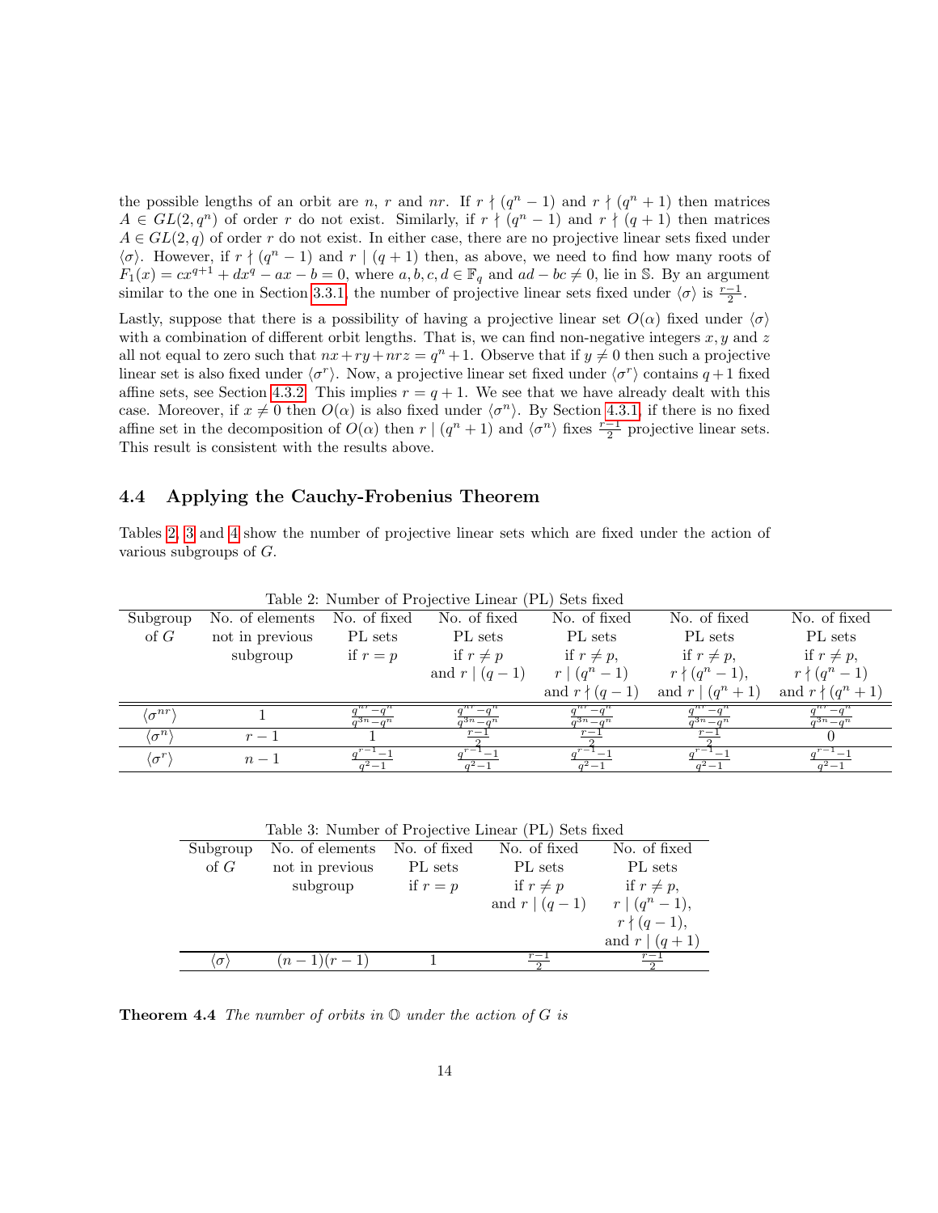the possible lengths of an orbit are $n$, $r$ and $nr$. If $r \nmid (q^n-1)$ and $r \nmid (q^n+1)$ then matrices $A \in GL(2, q^n)$ of order $r$ do not exist. Similarly, if $r \nmid (q^n-1)$ and $r \nmid (q+1)$ then matrices $A \in GL(2,q)$ of order $r$ do not exist. In either case, there are no projective linear sets fixed under $\langle \sigma \rangle$. However, if $r \nmid (q^n-1)$ and $r \mid (q+1)$ then, as above, we need to find how many roots of $F_1(x) = cx^{q+1} + dx^q - ax - b = 0$, where $a, b, c, d \in \mathbb{F}_q$ and $ad - bc \neq 0$, lie in $\mathbb{S}$. By an argument similar to the one in Section 3.3.1, the number of projective linear sets fixed under $\langle \sigma \rangle$ is $\frac{r-1}{2}$.

Lastly, suppose that there is a possibility of having a projective linear set $O(\alpha)$ fixed under $\langle \sigma \rangle$ with a combination of different orbit lengths. That is, we can find non-negative integers $x, y$ and $z$ all not equal to zero such that $nx + ry + nrz = q^n + 1$. Observe that if $y \neq 0$ then such a projective linear set is also fixed under $\langle \sigma^r \rangle$. Now, a projective linear set fixed under $\langle \sigma^r \rangle$ contains $q+1$ fixed affine sets, see Section 4.3.2. This implies $r = q+1$. We see that we have already dealt with this case. Moreover, if $x \neq 0$ then $O(\alpha)$ is also fixed under $\langle \sigma^n \rangle$. By Section 4.3.1, if there is no fixed affine set in the decomposition of $O(\alpha)$ then $r \mid (q^n+1)$ and $\langle \sigma^n \rangle$ fixes $\frac{r-1}{2}$ projective linear sets. This result is consistent with the results above.

### 4.4 Applying the Cauchy-Frobenius Theorem

Tables 2, 3 and 4 show the number of projective linear sets which are fixed under the action of various subgroups of $G$.

Table 2: Number of Projective Linear (PL) Sets fixed

| Subgroup of $G$ | No. of elements not in previous subgroup | No. of fixed PL sets if $r = p$ | No. of fixed PL sets if $r \neq p$ and $r \mid (q-1)$ | No. of fixed PL sets if $r \neq p$, $r \mid (q^n-1)$ and $r \nmid (q-1)$ | No. of fixed PL sets if $r \neq p$, $r \nmid (q^n-1)$, and $r \mid (q^n+1)$ | No. of fixed PL sets if $r \neq p$, $r \nmid (q^n-1)$ and $r \nmid (q^n+1)$ |
|---|---|---|---|---|---|---|
| $\langle \sigma^{nr} \rangle$ | $1$ | $\frac{q^{nr}-q^n}{q^{3n}-q^n}$ | $\frac{q^{nr}-q^n}{q^{3n}-q^n}$ | $\frac{q^{nr}-q^n}{q^{3n}-q^n}$ | $\frac{q^{nr}-q^n}{q^{3n}-q^n}$ | $\frac{q^{nr}-q^n}{q^{3n}-q^n}$ |
| $\langle \sigma^n \rangle$ | $r-1$ | $1$ | $\frac{r-1}{2}$ | $\frac{r-1}{2}$ | $\frac{r-1}{2}$ | $0$ |
| $\langle \sigma^r \rangle$ | $n-1$ | $\frac{q^{r-1}-1}{q^2-1}$ | $\frac{q^{r-1}-1}{q^2-1}$ | $\frac{q^{r-1}-1}{q^2-1}$ | $\frac{q^{r-1}-1}{q^2-1}$ | $\frac{q^{r-1}-1}{q^2-1}$ |

Table 3: Number of Projective Linear (PL) Sets fixed

| Subgroup of $G$ | No. of elements not in previous subgroup | No. of fixed PL sets if $r = p$ | No. of fixed PL sets if $r \neq p$ and $r \mid (q-1)$ | No. of fixed PL sets if $r \neq p$, $r \mid (q^n-1)$, $r \nmid (q-1)$, and $r \mid (q+1)$ |
|---|---|---|---|---|
| $\langle \sigma \rangle$ | $(n-1)(r-1)$ | $1$ | $\frac{r-1}{2}$ | $\frac{r-1}{2}$ |

**Theorem 4.4** *The number of orbits in $\mathbb{O}$ under the action of $G$ is*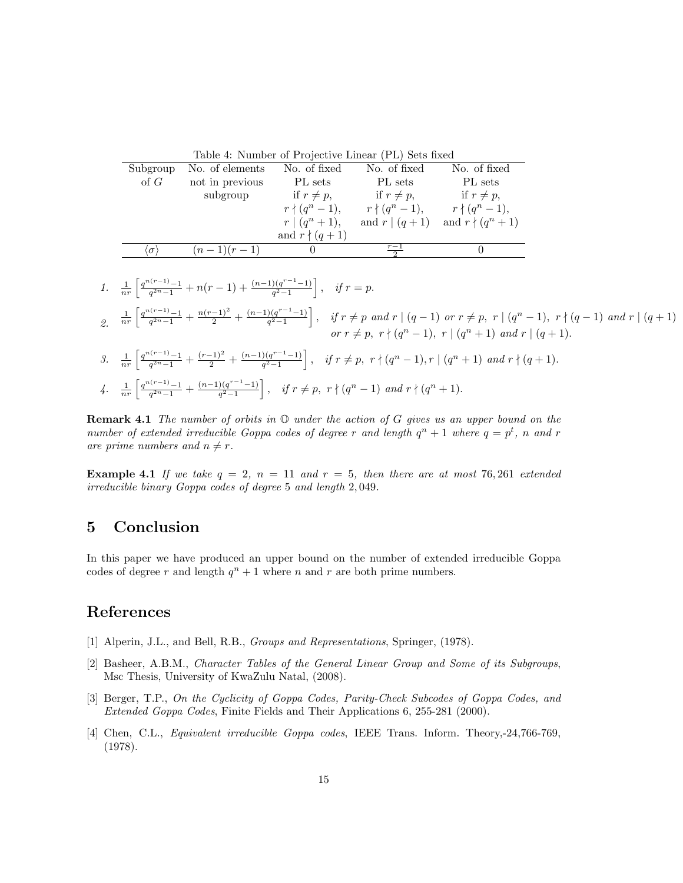Table 4: Number of Projective Linear (PL) Sets fixed

| Subgroup of $G$ | No. of elements not in previous subgroup | No. of fixed PL sets if $r \neq p$, $r \nmid (q^n-1)$, $r \mid (q^n+1)$, and $r \nmid (q+1)$ | No. of fixed PL sets if $r \neq p$, $r \nmid (q^n-1)$, and $r \mid (q+1)$ | No. of fixed PL sets if $r \neq p$, $r \nmid (q^n-1)$, and $r \nmid (q^n+1)$ |
|---|---|---|---|---|
| $\langle\sigma\rangle$ | $(n-1)(r-1)$ | 0 | $\frac{r-1}{2}$ | 0 |

1. $\frac{1}{nr}\left[\frac{q^{n(r-1)}-1}{q^{2n}-1} + n(r-1) + \frac{(n-1)(q^{r-1}-1)}{q^2-1}\right]$, *if* $r = p$.

2. $\frac{1}{nr}\left[\frac{q^{n(r-1)}-1}{q^{2n}-1} + \frac{n(r-1)^2}{2} + \frac{(n-1)(q^{r-1}-1)}{q^2-1}\right]$, *if* $r \neq p$ *and* $r \mid (q-1)$ *or* $r \neq p$, $r \mid (q^n-1)$, $r \nmid (q-1)$ *and* $r \mid (q+1)$ *or* $r \neq p$, $r \nmid (q^n-1)$, $r \mid (q^n+1)$ *and* $r \mid (q+1)$.

3. $\frac{1}{nr}\left[\frac{q^{n(r-1)}-1}{q^{2n}-1} + \frac{(r-1)^2}{2} + \frac{(n-1)(q^{r-1}-1)}{q^2-1}\right]$, *if* $r \neq p$, $r \nmid (q^n-1), r \mid (q^n+1)$ *and* $r \nmid (q+1)$.

4. $\frac{1}{nr}\left[\frac{q^{n(r-1)}-1}{q^{2n}-1} + \frac{(n-1)(q^{r-1}-1)}{q^2-1}\right]$, *if* $r \neq p$, $r \nmid (q^n-1)$ *and* $r \nmid (q^n+1)$.

**Remark 4.1** *The number of orbits in* $\mathbb{O}$ *under the action of* $G$ *gives us an upper bound on the number of extended irreducible Goppa codes of degree* $r$ *and length* $q^n+1$ *where* $q = p^t$*,* $n$ *and* $r$ *are prime numbers and* $n \neq r$*.*

**Example 4.1** *If we take* $q = 2$*,* $n = 11$ *and* $r = 5$*, then there are at most* 76,261 *extended irreducible binary Goppa codes of degree* 5 *and length* 2,049*.*

# 5 Conclusion

In this paper we have produced an upper bound on the number of extended irreducible Goppa codes of degree $r$ and length $q^n+1$ where $n$ and $r$ are both prime numbers.

# References

[1] Alperin, J.L., and Bell, R.B., *Groups and Representations*, Springer, (1978).

[2] Basheer, A.B.M., *Character Tables of the General Linear Group and Some of its Subgroups*, Msc Thesis, University of KwaZulu Natal, (2008).

[3] Berger, T.P., *On the Cyclicity of Goppa Codes, Parity-Check Subcodes of Goppa Codes, and Extended Goppa Codes*, Finite Fields and Their Applications 6, 255-281 (2000).

[4] Chen, C.L., *Equivalent irreducible Goppa codes*, IEEE Trans. Inform. Theory,-24,766-769, (1978).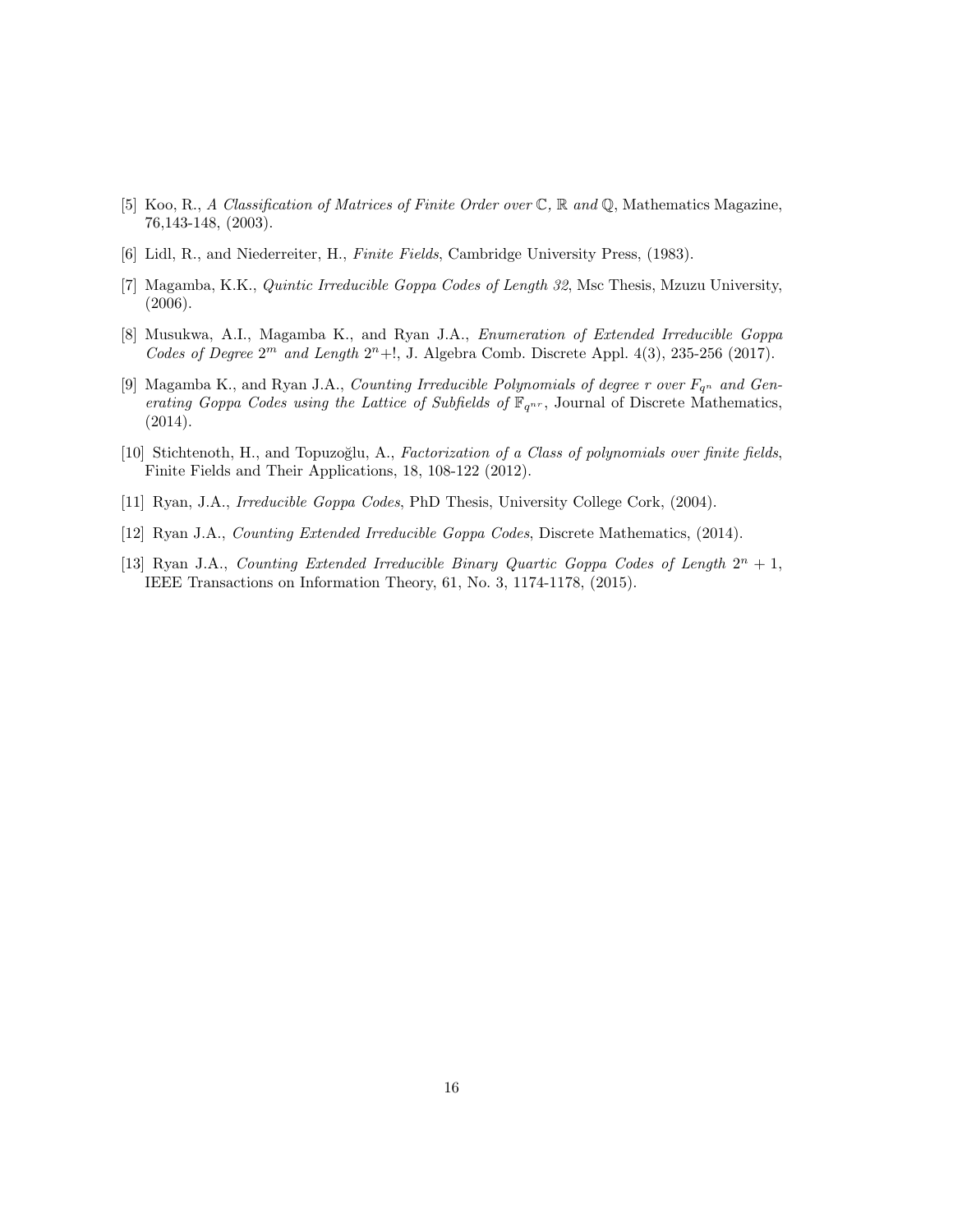[5] Koo, R., *A Classification of Matrices of Finite Order over $\mathbb{C}$, $\mathbb{R}$ and $\mathbb{Q}$*, Mathematics Magazine, 76,143-148, (2003).

[6] Lidl, R., and Niederreiter, H., *Finite Fields*, Cambridge University Press, (1983).

[7] Magamba, K.K., *Quintic Irreducible Goppa Codes of Length 32*, Msc Thesis, Mzuzu University, (2006).

[8] Musukwa, A.I., Magamba K., and Ryan J.A., *Enumeration of Extended Irreducible Goppa Codes of Degree $2^m$ and Length $2^n$+!*, J. Algebra Comb. Discrete Appl. 4(3), 235-256 (2017).

[9] Magamba K., and Ryan J.A., *Counting Irreducible Polynomials of degree r over $F_{q^n}$ and Generating Goppa Codes using the Lattice of Subfields of $\mathbb{F}_{q^{nr}}$*, Journal of Discrete Mathematics, (2014).

[10] Stichtenoth, H., and Topuzoğlu, A., *Factorization of a Class of polynomials over finite fields*, Finite Fields and Their Applications, 18, 108-122 (2012).

[11] Ryan, J.A., *Irreducible Goppa Codes*, PhD Thesis, University College Cork, (2004).

[12] Ryan J.A., *Counting Extended Irreducible Goppa Codes*, Discrete Mathematics, (2014).

[13] Ryan J.A., *Counting Extended Irreducible Binary Quartic Goppa Codes of Length $2^n + 1$*, IEEE Transactions on Information Theory, 61, No. 3, 1174-1178, (2015).